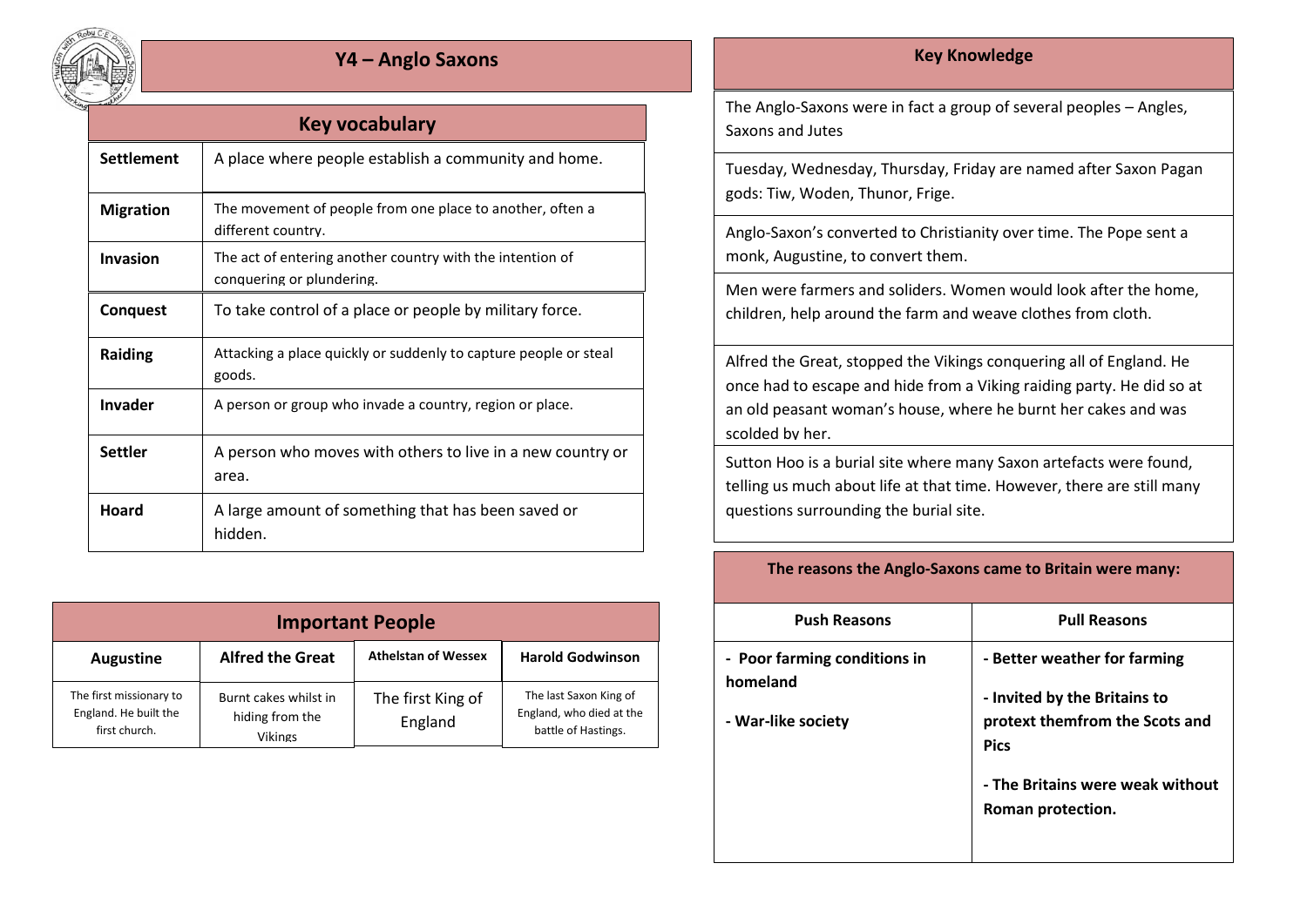# Y4 – Anglo Saxons

## Key vocabulary

| Key vocabulary | |
|---|---|
| **Settlement** | A place where people establish a community and home. |
| **Migration** | The movement of people from one place to another, often a different country. |
| **Invasion** | The act of entering another country with the intention of conquering or plundering. |
| **Conquest** | To take control of a place or people by military force. |
| **Raiding** | Attacking a place quickly or suddenly to capture people or steal goods. |
| **Invader** | A person or group who invade a country, region or place. |
| **Settler** | A person who moves with others to live in a new country or area. |
| **Hoard** | A large amount of something that has been saved or hidden. |

## Important People

| Augustine | Alfred the Great | Athelstan of Wessex | Harold Godwinson |
|---|---|---|---|
| The first missionary to England. He built the first church. | Burnt cakes whilst in hiding from the Vikings | The first King of England | The last Saxon King of England, who died at the battle of Hastings. |

## Key Knowledge

The Anglo-Saxons were in fact a group of several peoples – Angles, Saxons and Jutes

Tuesday, Wednesday, Thursday, Friday are named after Saxon Pagan gods: Tiw, Woden, Thunor, Frige.

Anglo-Saxon's converted to Christianity over time. The Pope sent a monk, Augustine, to convert them.

Men were farmers and soliders. Women would look after the home, children, help around the farm and weave clothes from cloth.

Alfred the Great, stopped the Vikings conquering all of England. He once had to escape and hide from a Viking raiding party. He did so at an old peasant woman's house, where he burnt her cakes and was scolded by her.

Sutton Hoo is a burial site where many Saxon artefacts were found, telling us much about life at that time. However, there are still many questions surrounding the burial site.

## The reasons the Anglo-Saxons came to Britain were many:

| Push Reasons | Pull Reasons |
|---|---|
| **- Poor farming conditions in homeland**<br><br>**- War-like society** | **- Better weather for farming**<br><br>**- Invited by the Britains to protext themfrom the Scots and Pics**<br><br>**- The Britains were weak without Roman protection.** |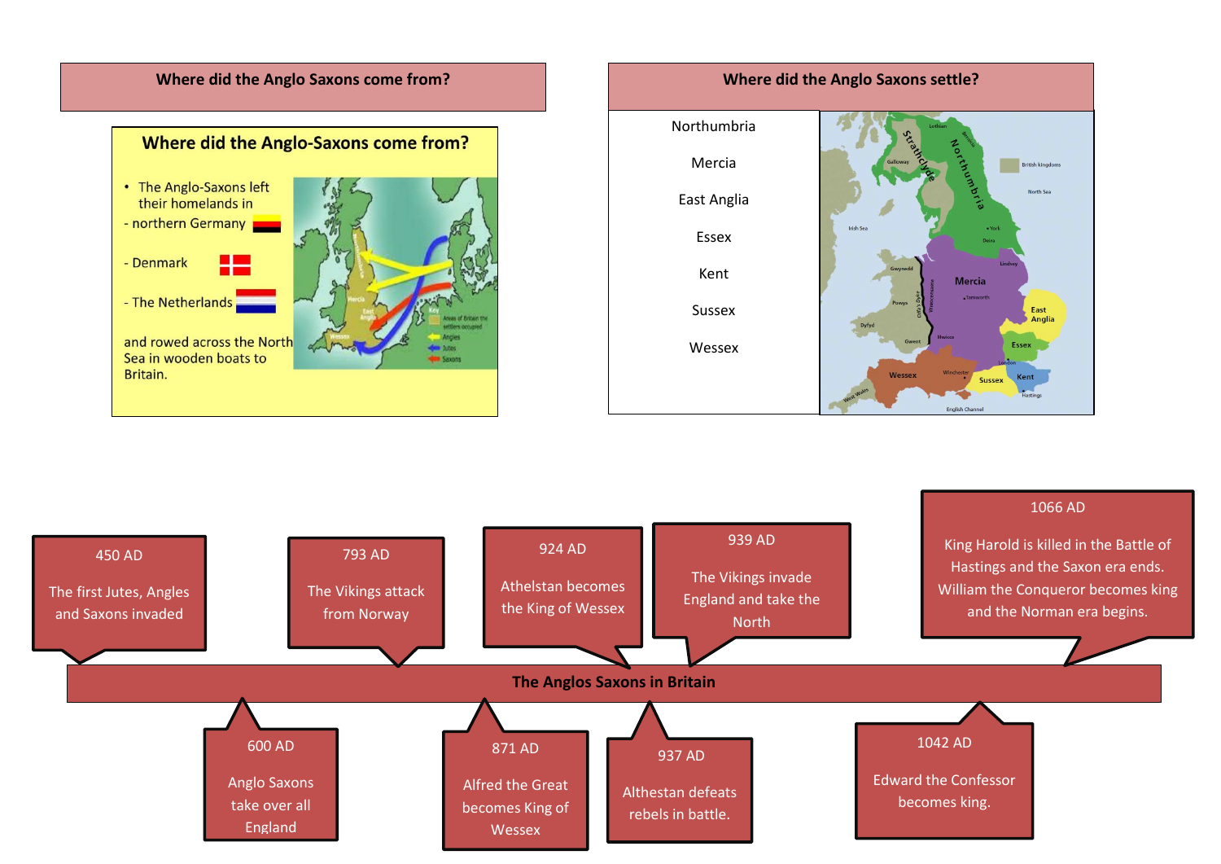## Where did the Anglo Saxons come from?

### Where did the Anglo-Saxons come from?

- The Anglo-Saxons left their homelands in

- northern Germany
- Denmark
- The Netherlands

and rowed across the North Sea in wooden boats to Britain.

## Where did the Anglo Saxons settle?

Northumbria

Mercia

East Anglia

Essex

Kent

Sussex

Wessex

## The Anglos Saxons in Britain

**450 AD**
The first Jutes, Angles and Saxons invaded

**600 AD**
Anglo Saxons take over all England

**793 AD**
The Vikings attack from Norway

**871 AD**
Alfred the Great becomes King of Wessex

**924 AD**
Athelstan becomes the King of Wessex

**937 AD**
Althestan defeats rebels in battle.

**939 AD**
The Vikings invade England and take the North

**1042 AD**
Edward the Confessor becomes king.

**1066 AD**
King Harold is killed in the Battle of Hastings and the Saxon era ends. William the Conqueror becomes king and the Norman era begins.